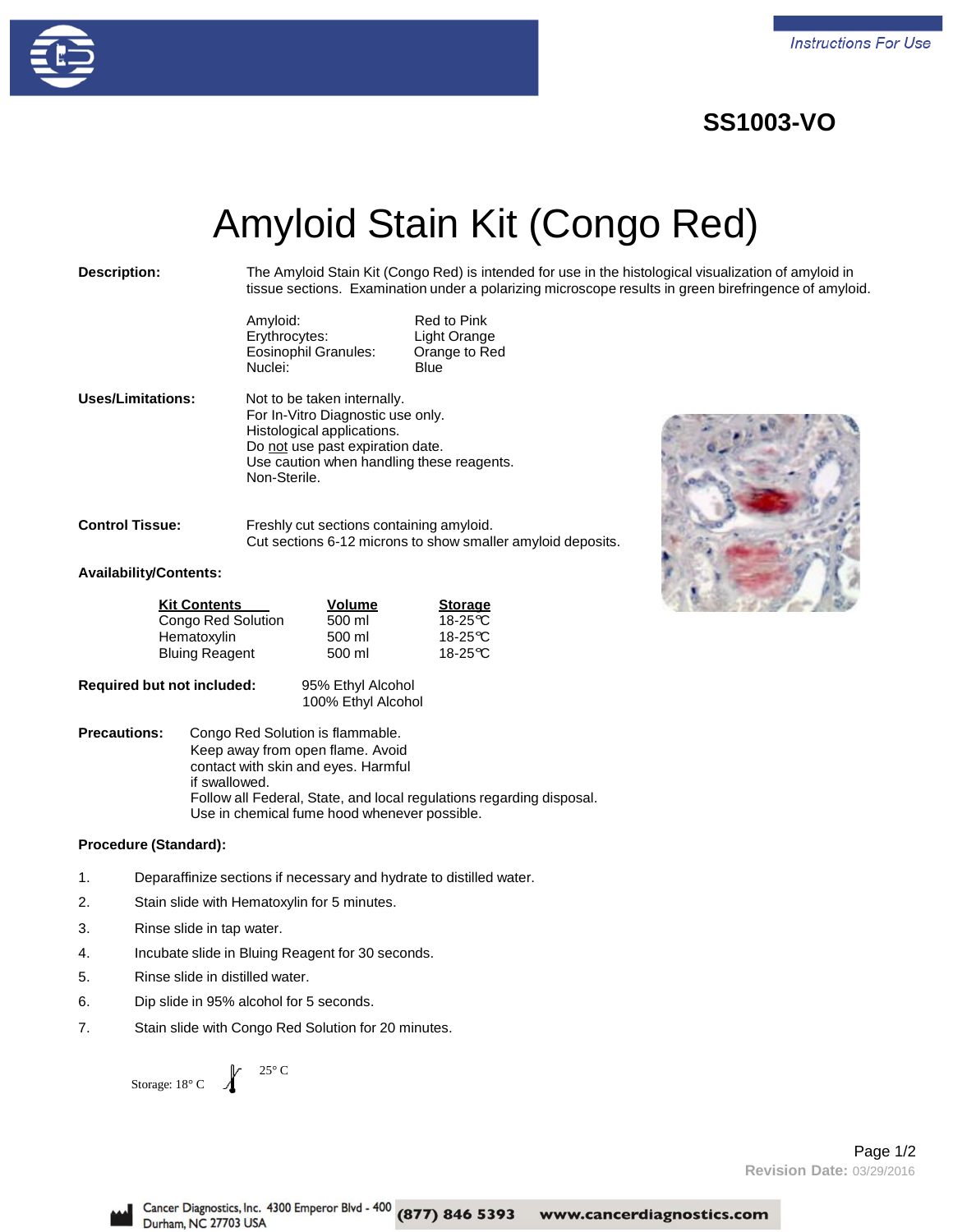Instructions For Use

**SS1003-VO**

# Amyloid Stain Kit (Congo Red)

**Description:** The Amyloid Stain Kit (Congo Red) is intended for use in the histological visualization of amyloid in tissue sections. Examination under a polarizing microscope results in green birefringence of amyloid.

| | |
|---|---|
| Amyloid: | Red to Pink |
| Erythrocytes: | Light Orange |
| Eosinophil Granules: | Orange to Red |
| Nuclei: | Blue |

**Uses/Limitations:**

Not to be taken internally.
For In-Vitro Diagnostic use only.
Histological applications.
Do not use past expiration date.
Use caution when handling these reagents.
Non-Sterile.

**Control Tissue:**

Freshly cut sections containing amyloid.
Cut sections 6-12 microns to show smaller amyloid deposits.

**Availability/Contents:**

| Kit Contents | Volume | Storage |
|---|---|---|
| Congo Red Solution | 500 ml | 18-25℃ |
| Hematoxylin | 500 ml | 18-25℃ |
| Bluing Reagent | 500 ml | 18-25℃ |

**Required but not included:**

95% Ethyl Alcohol
100% Ethyl Alcohol

**Precautions:**

Congo Red Solution is flammable. Keep away from open flame. Avoid contact with skin and eyes. Harmful if swallowed.
Follow all Federal, State, and local regulations regarding disposal.
Use in chemical fume hood whenever possible.

**Procedure (Standard):**

1. Deparaffinize sections if necessary and hydrate to distilled water.
2. Stain slide with Hematoxylin for 5 minutes.
3. Rinse slide in tap water.
4. Incubate slide in Bluing Reagent for 30 seconds.
5. Rinse slide in distilled water.
6. Dip slide in 95% alcohol for 5 seconds.
7. Stain slide with Congo Red Solution for 20 minutes.

Storage: 18° C – 25° C

Revision Date: 03/29/2016

Cancer Diagnostics, Inc. 4300 Emperor Blvd - 400 Durham, NC 27703 USA (877) 846 5393 www.cancerdiagnostics.com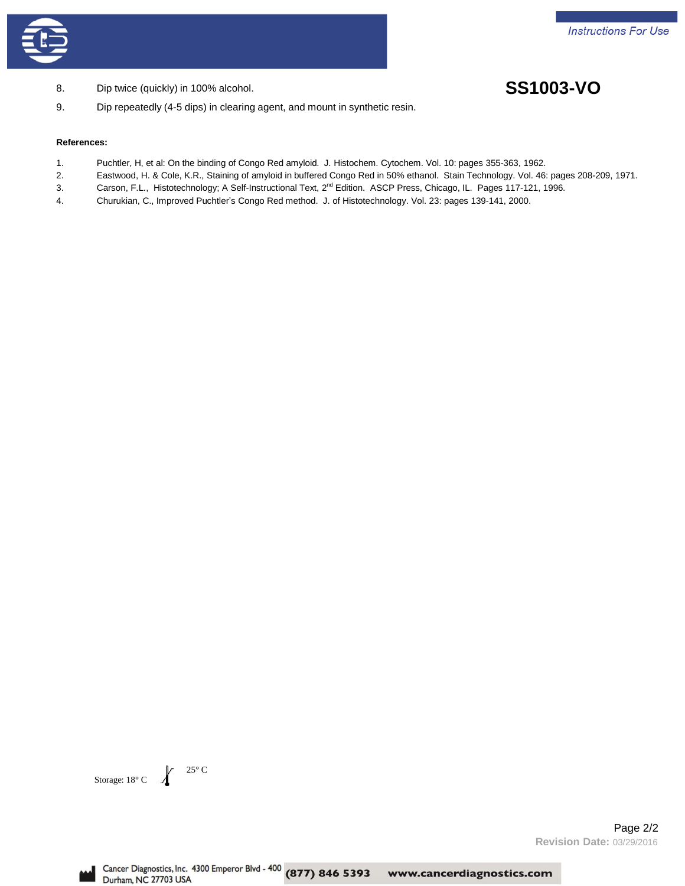**SS1003-VO**

8. Dip twice (quickly) in 100% alcohol.
9. Dip repeatedly (4-5 dips) in clearing agent, and mount in synthetic resin.

**References:**

1. Puchtler, H, et al: On the binding of Congo Red amyloid. J. Histochem. Cytochem. Vol. 10: pages 355-363, 1962.
2. Eastwood, H. & Cole, K.R., Staining of amyloid in buffered Congo Red in 50% ethanol. Stain Technology. Vol. 46: pages 208-209, 1971.
3. Carson, F.L., Histotechnology; A Self-Instructional Text, 2nd Edition. ASCP Press, Chicago, IL. Pages 117-121, 1996.
4. Churukian, C., Improved Puchtler's Congo Red method. J. of Histotechnology. Vol. 23: pages 139-141, 2000.

Storage: 18° C – 25° C

Revision Date: 03/29/2016

Cancer Diagnostics, Inc. 4300 Emperor Blvd - 400 Durham, NC 27703 USA (877) 846 5393 www.cancerdiagnostics.com